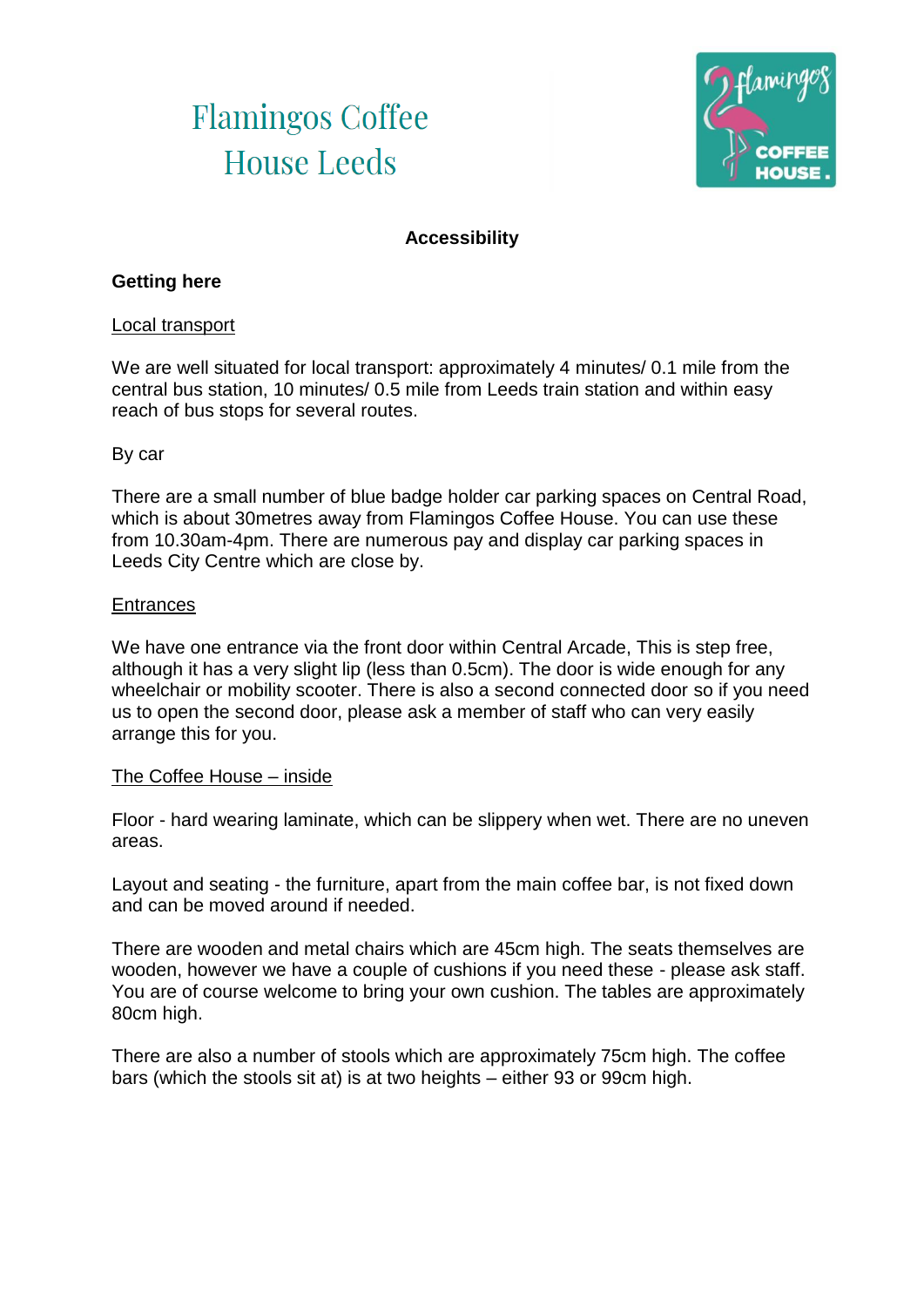# Flamingos Coffee House Leeds

## Accessibility

### Getting here

<u>Local transport</u>

We are well situated for local transport: approximately 4 minutes/ 0.1 mile from the central bus station, 10 minutes/ 0.5 mile from Leeds train station and within easy reach of bus stops for several routes.

By car

There are a small number of blue badge holder car parking spaces on Central Road, which is about 30metres away from Flamingos Coffee House. You can use these from 10.30am-4pm. There are numerous pay and display car parking spaces in Leeds City Centre which are close by.

<u>Entrances</u>

We have one entrance via the front door within Central Arcade, This is step free, although it has a very slight lip (less than 0.5cm). The door is wide enough for any wheelchair or mobility scooter. There is also a second connected door so if you need us to open the second door, please ask a member of staff who can very easily arrange this for you.

<u>The Coffee House – inside</u>

Floor - hard wearing laminate, which can be slippery when wet. There are no uneven areas.

Layout and seating - the furniture, apart from the main coffee bar, is not fixed down and can be moved around if needed.

There are wooden and metal chairs which are 45cm high. The seats themselves are wooden, however we have a couple of cushions if you need these - please ask staff. You are of course welcome to bring your own cushion. The tables are approximately 80cm high.

There are also a number of stools which are approximately 75cm high. The coffee bars (which the stools sit at) is at two heights – either 93 or 99cm high.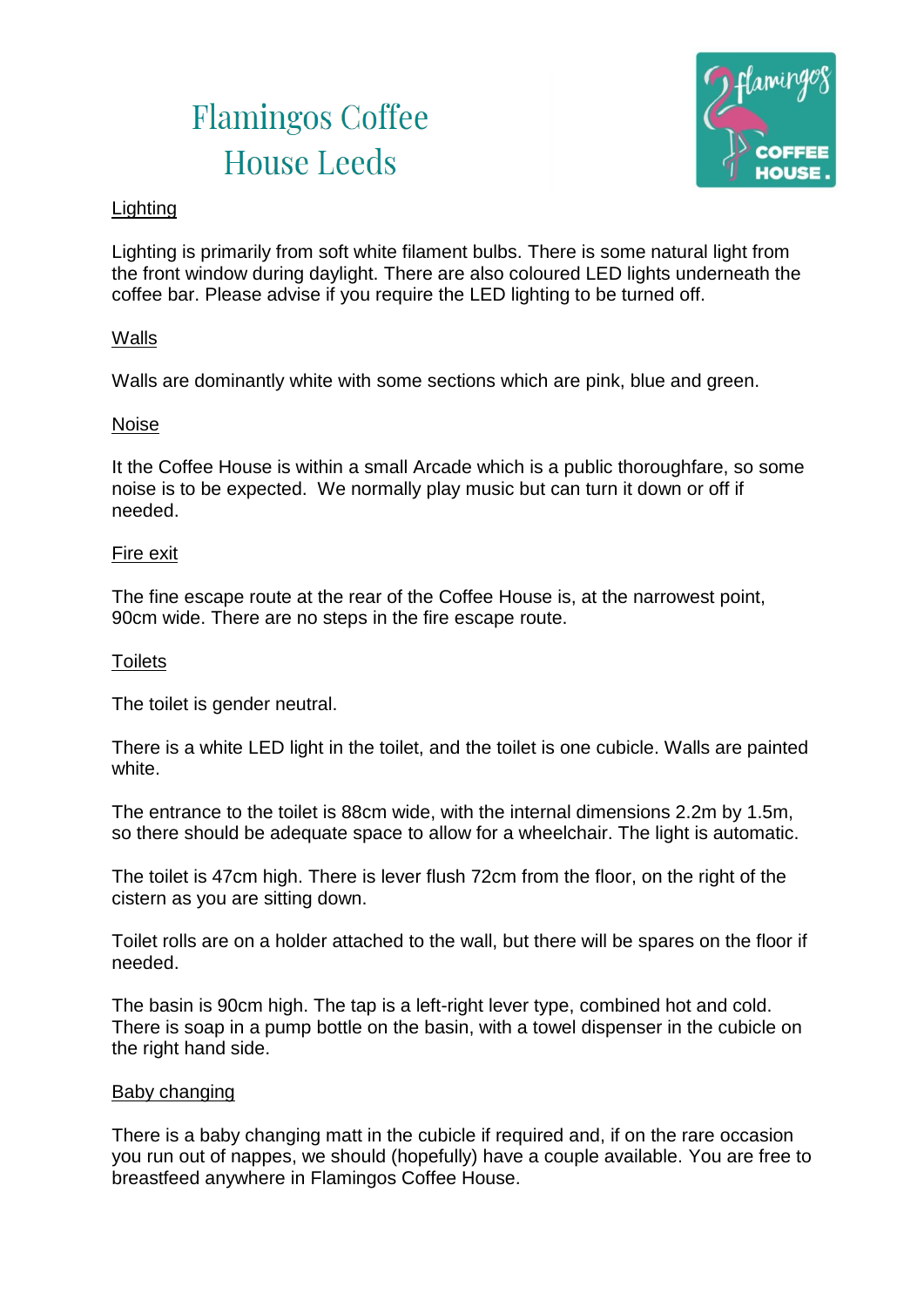# Flamingos Coffee House Leeds

Lighting

Lighting is primarily from soft white filament bulbs. There is some natural light from the front window during daylight. There are also coloured LED lights underneath the coffee bar. Please advise if you require the LED lighting to be turned off.

Walls

Walls are dominantly white with some sections which are pink, blue and green.

Noise

It the Coffee House is within a small Arcade which is a public thoroughfare, so some noise is to be expected. We normally play music but can turn it down or off if needed.

Fire exit

The fine escape route at the rear of the Coffee House is, at the narrowest point, 90cm wide. There are no steps in the fire escape route.

Toilets

The toilet is gender neutral.

There is a white LED light in the toilet, and the toilet is one cubicle. Walls are painted white.

The entrance to the toilet is 88cm wide, with the internal dimensions 2.2m by 1.5m, so there should be adequate space to allow for a wheelchair. The light is automatic.

The toilet is 47cm high. There is lever flush 72cm from the floor, on the right of the cistern as you are sitting down.

Toilet rolls are on a holder attached to the wall, but there will be spares on the floor if needed.

The basin is 90cm high. The tap is a left-right lever type, combined hot and cold. There is soap in a pump bottle on the basin, with a towel dispenser in the cubicle on the right hand side.

Baby changing

There is a baby changing matt in the cubicle if required and, if on the rare occasion you run out of nappes, we should (hopefully) have a couple available. You are free to breastfeed anywhere in Flamingos Coffee House.